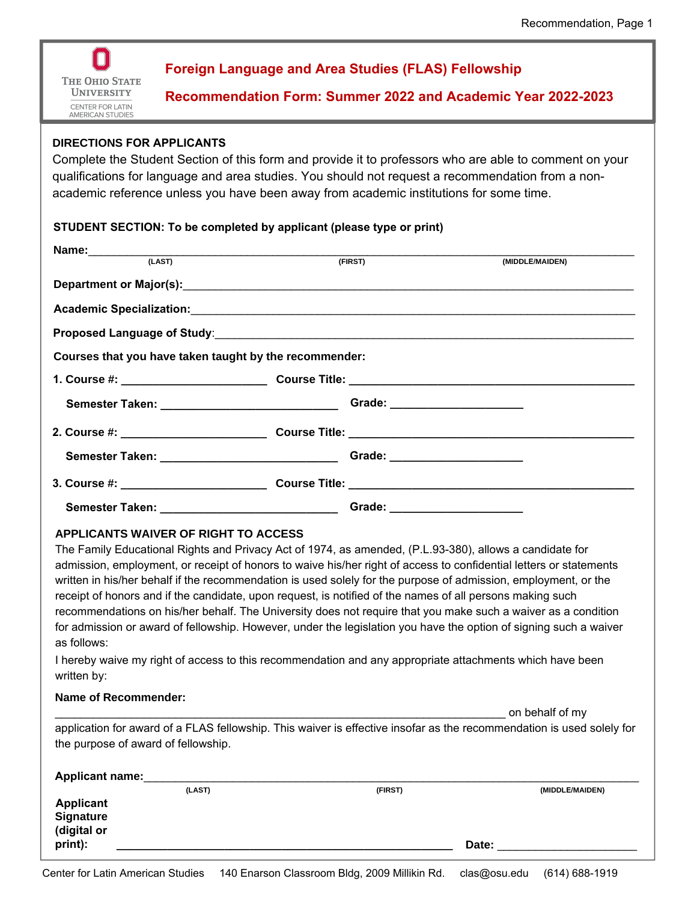The Ohio State University
Center for Latin American Studies

# Foreign Language and Area Studies (FLAS) Fellowship

## Recommendation Form: Summer 2022 and Academic Year 2022-2023

**DIRECTIONS FOR APPLICANTS**

Complete the Student Section of this form and provide it to professors who are able to comment on your qualifications for language and area studies. You should not request a recommendation from a non-academic reference unless you have been away from academic institutions for some time.

**STUDENT SECTION: To be completed by applicant (please type or print)**

**Name:**___________________________________________________________________________
(LAST) (FIRST) (MIDDLE/MAIDEN)

**Department or Major(s):**___________________________________________________________

**Academic Specialization:**__________________________________________________________

**Proposed Language of Study**:_______________________________________________________

**Courses that you have taken taught by the recommender:**

**1. Course #:** ______________________ **Course Title:** __________________________________________

**Semester Taken:** ___________________________ **Grade:** ____________________

**2. Course #:** ______________________ **Course Title:** __________________________________________

**Semester Taken:** ___________________________ **Grade:** ____________________

**3. Course #:** ______________________ **Course Title:** __________________________________________

**Semester Taken:** ___________________________ **Grade:** ____________________

**APPLICANTS WAIVER OF RIGHT TO ACCESS**

The Family Educational Rights and Privacy Act of 1974, as amended, (P.L.93-380), allows a candidate for admission, employment, or receipt of honors to waive his/her right of access to confidential letters or statements written in his/her behalf if the recommendation is used solely for the purpose of admission, employment, or the receipt of honors and if the candidate, upon request, is notified of the names of all persons making such recommendations on his/her behalf. The University does not require that you make such a waiver as a condition for admission or award of fellowship. However, under the legislation you have the option of signing such a waiver as follows:

I hereby waive my right of access to this recommendation and any appropriate attachments which have been written by:

**Name of Recommender:**

_____________________________________________________________________ on behalf of my application for award of a FLAS fellowship. This waiver is effective insofar as the recommendation is used solely for the purpose of award of fellowship.

**Applicant name:**___________________________________________________________________
(LAST) (FIRST) (MIDDLE/MAIDEN)

**Applicant Signature (digital or print):** ___________________________________________________ **Date:** _____________________

Center for Latin American Studies 140 Enarson Classroom Bldg, 2009 Millikin Rd. clas@osu.edu (614) 688-1919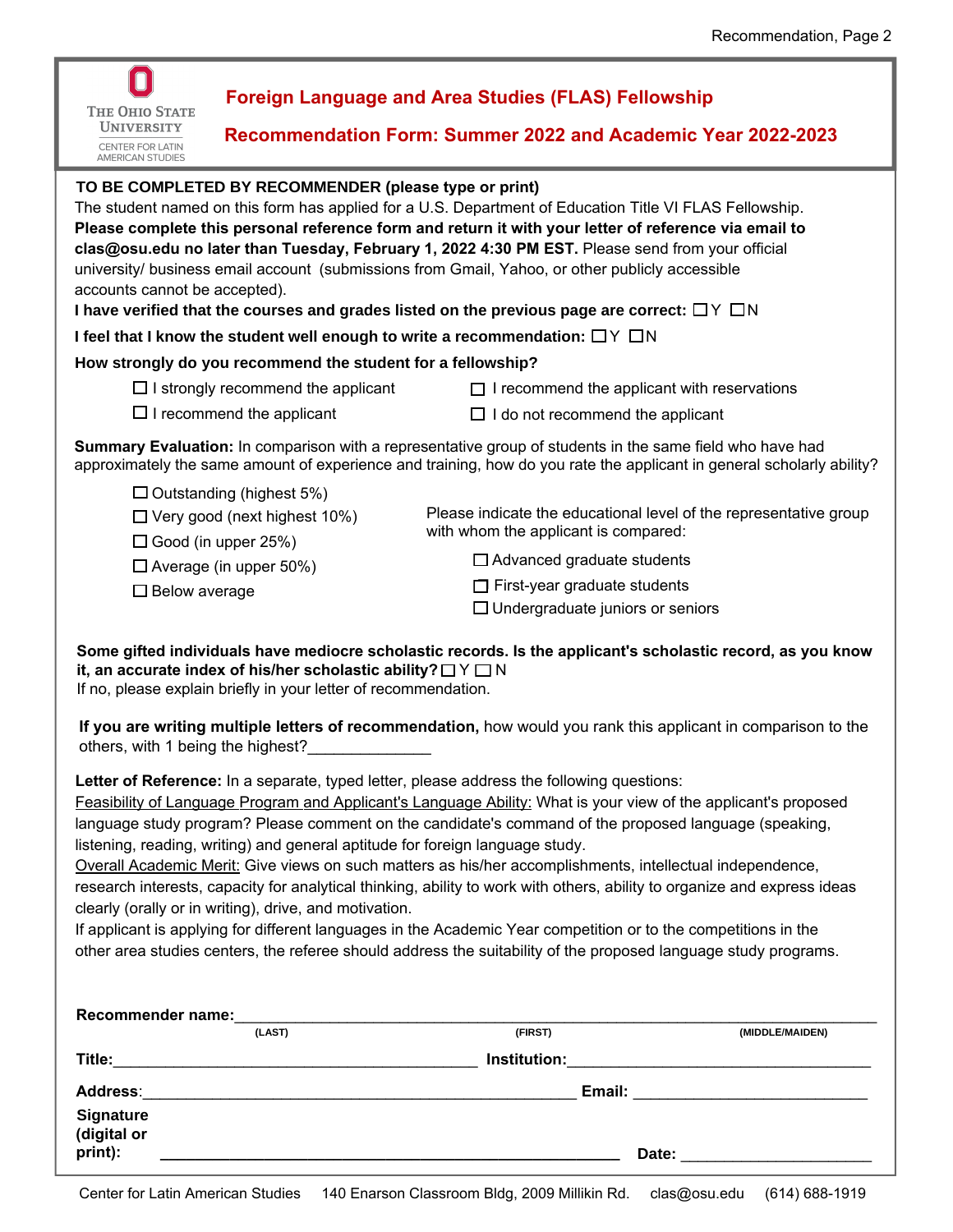The Ohio State University
Center for Latin American Studies

# Foreign Language and Area Studies (FLAS) Fellowship

## Recommendation Form: Summer 2022 and Academic Year 2022-2023

**TO BE COMPLETED BY RECOMMENDER (please type or print)**

The student named on this form has applied for a U.S. Department of Education Title VI FLAS Fellowship. **Please complete this personal reference form and return it with your letter of reference via email to clas@osu.edu no later than Tuesday, February 1, 2022 4:30 PM EST.** Please send from your official university/ business email account (submissions from Gmail, Yahoo, or other publicly accessible accounts cannot be accepted).

**I have verified that the courses and grades listed on the previous page are correct:** ☐ Y ☐ N

**I feel that I know the student well enough to write a recommendation:** ☐ Y ☐ N

**How strongly do you recommend the student for a fellowship?**

- ☐ I strongly recommend the applicant
- ☐ I recommend the applicant
- ☐ I recommend the applicant with reservations
- ☐ I do not recommend the applicant

**Summary Evaluation:** In comparison with a representative group of students in the same field who have had approximately the same amount of experience and training, how do you rate the applicant in general scholarly ability?

- ☐ Outstanding (highest 5%)
- ☐ Very good (next highest 10%)
- ☐ Good (in upper 25%)
- ☐ Average (in upper 50%)
- ☐ Below average

Please indicate the educational level of the representative group with whom the applicant is compared:

- ☐ Advanced graduate students
- ☐ First-year graduate students
- ☐ Undergraduate juniors or seniors

**Some gifted individuals have mediocre scholastic records. Is the applicant's scholastic record, as you know it, an accurate index of his/her scholastic ability?** ☐ Y ☐ N

If no, please explain briefly in your letter of recommendation.

**If you are writing multiple letters of recommendation,** how would you rank this applicant in comparison to the others, with 1 being the highest?______________

**Letter of Reference:** In a separate, typed letter, please address the following questions:

Feasibility of Language Program and Applicant's Language Ability: What is your view of the applicant's proposed language study program? Please comment on the candidate's command of the proposed language (speaking, listening, reading, writing) and general aptitude for foreign language study.

Overall Academic Merit: Give views on such matters as his/her accomplishments, intellectual independence, research interests, capacity for analytical thinking, ability to work with others, ability to organize and express ideas clearly (orally or in writing), drive, and motivation.

If applicant is applying for different languages in the Academic Year competition or to the competitions in the other area studies centers, the referee should address the suitability of the proposed language study programs.

**Recommender name:**______________________________________________________________
(LAST) (FIRST) (MIDDLE/MAIDEN)

**Title:**_________________________________ **Institution:**_________________________________

**Address**:_________________________________ **Email:** _________________________________

**Signature (digital or print):** _________________________________ **Date:** ____________________

Center for Latin American Studies 140 Enarson Classroom Bldg, 2009 Millikin Rd. clas@osu.edu (614) 688-1919